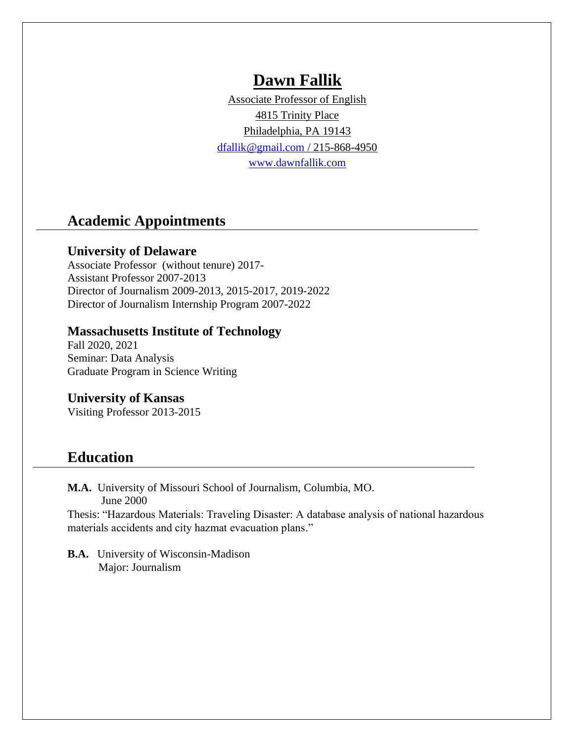# Dawn Fallik

Associate Professor of English
4815 Trinity Place
Philadelphia, PA 19143
dfallik@gmail.com / 215-868-4950
www.dawnfallik.com

## Academic Appointments

### University of Delaware

Associate Professor (without tenure) 2017-
Assistant Professor 2007-2013
Director of Journalism 2009-2013, 2015-2017, 2019-2022
Director of Journalism Internship Program 2007-2022

### Massachusetts Institute of Technology

Fall 2020, 2021
Seminar: Data Analysis
Graduate Program in Science Writing

### University of Kansas

Visiting Professor 2013-2015

## Education

**M.A.** University of Missouri School of Journalism, Columbia, MO.
June 2000
Thesis: "Hazardous Materials: Traveling Disaster: A database analysis of national hazardous materials accidents and city hazmat evacuation plans."

**B.A.** University of Wisconsin-Madison
Major: Journalism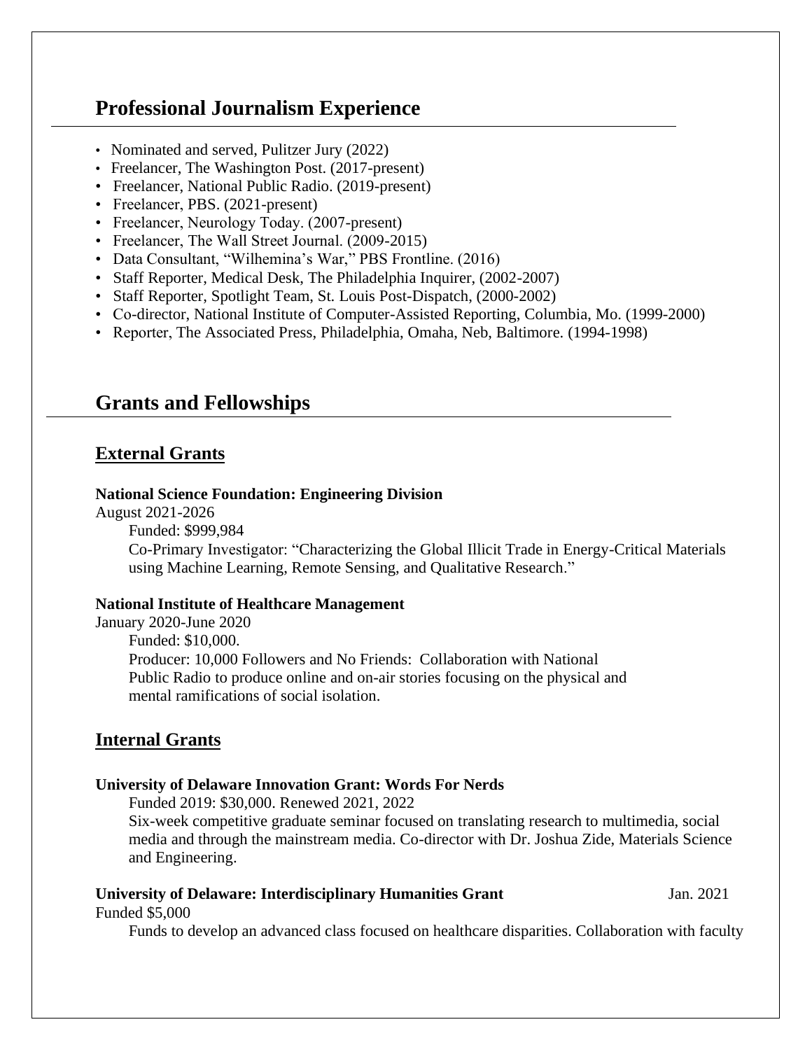## Professional Journalism Experience

- Nominated and served, Pulitzer Jury (2022)
- Freelancer, The Washington Post. (2017-present)
- Freelancer, National Public Radio. (2019-present)
- Freelancer, PBS. (2021-present)
- Freelancer, Neurology Today. (2007-present)
- Freelancer, The Wall Street Journal. (2009-2015)
- Data Consultant, "Wilhemina's War," PBS Frontline. (2016)
- Staff Reporter, Medical Desk, The Philadelphia Inquirer, (2002-2007)
- Staff Reporter, Spotlight Team, St. Louis Post-Dispatch, (2000-2002)
- Co-director, National Institute of Computer-Assisted Reporting, Columbia, Mo. (1999-2000)
- Reporter, The Associated Press, Philadelphia, Omaha, Neb, Baltimore. (1994-1998)

## Grants and Fellowships

### External Grants

**National Science Foundation: Engineering Division**
August 2021-2026

Funded: $999,984

Co-Primary Investigator: "Characterizing the Global Illicit Trade in Energy-Critical Materials using Machine Learning, Remote Sensing, and Qualitative Research."

**National Institute of Healthcare Management**
January 2020-June 2020

Funded: $10,000.

Producer: 10,000 Followers and No Friends: Collaboration with National Public Radio to produce online and on-air stories focusing on the physical and mental ramifications of social isolation.

### Internal Grants

**University of Delaware Innovation Grant: Words For Nerds**

Funded 2019: $30,000. Renewed 2021, 2022

Six-week competitive graduate seminar focused on translating research to multimedia, social media and through the mainstream media. Co-director with Dr. Joshua Zide, Materials Science and Engineering.

**University of Delaware: Interdisciplinary Humanities Grant** Jan. 2021

Funded $5,000

Funds to develop an advanced class focused on healthcare disparities. Collaboration with faculty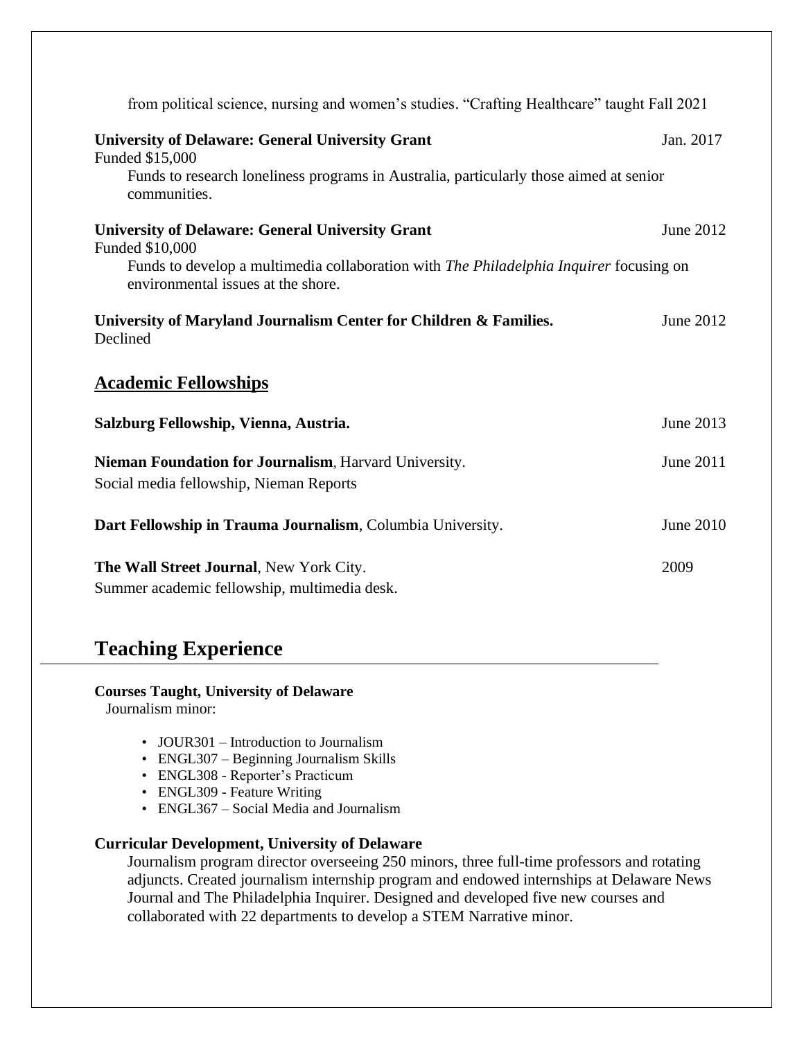from political science, nursing and women's studies. "Crafting Healthcare" taught Fall 2021

**University of Delaware: General University Grant** Jan. 2017
Funded $15,000
Funds to research loneliness programs in Australia, particularly those aimed at senior communities.

**University of Delaware: General University Grant** June 2012
Funded $10,000
Funds to develop a multimedia collaboration with *The Philadelphia Inquirer* focusing on environmental issues at the shore.

**University of Maryland Journalism Center for Children & Families.** June 2012
Declined

### Academic Fellowships

**Salzburg Fellowship, Vienna, Austria.** June 2013

**Nieman Foundation for Journalism**, Harvard University. June 2011
Social media fellowship, Nieman Reports

**Dart Fellowship in Trauma Journalism**, Columbia University. June 2010

**The Wall Street Journal**, New York City. 2009
Summer academic fellowship, multimedia desk.

## Teaching Experience

**Courses Taught, University of Delaware**
Journalism minor:

- JOUR301 – Introduction to Journalism
- ENGL307 – Beginning Journalism Skills
- ENGL308 - Reporter's Practicum
- ENGL309 - Feature Writing
- ENGL367 – Social Media and Journalism

**Curricular Development, University of Delaware**
Journalism program director overseeing 250 minors, three full-time professors and rotating adjuncts. Created journalism internship program and endowed internships at Delaware News Journal and The Philadelphia Inquirer. Designed and developed five new courses and collaborated with 22 departments to develop a STEM Narrative minor.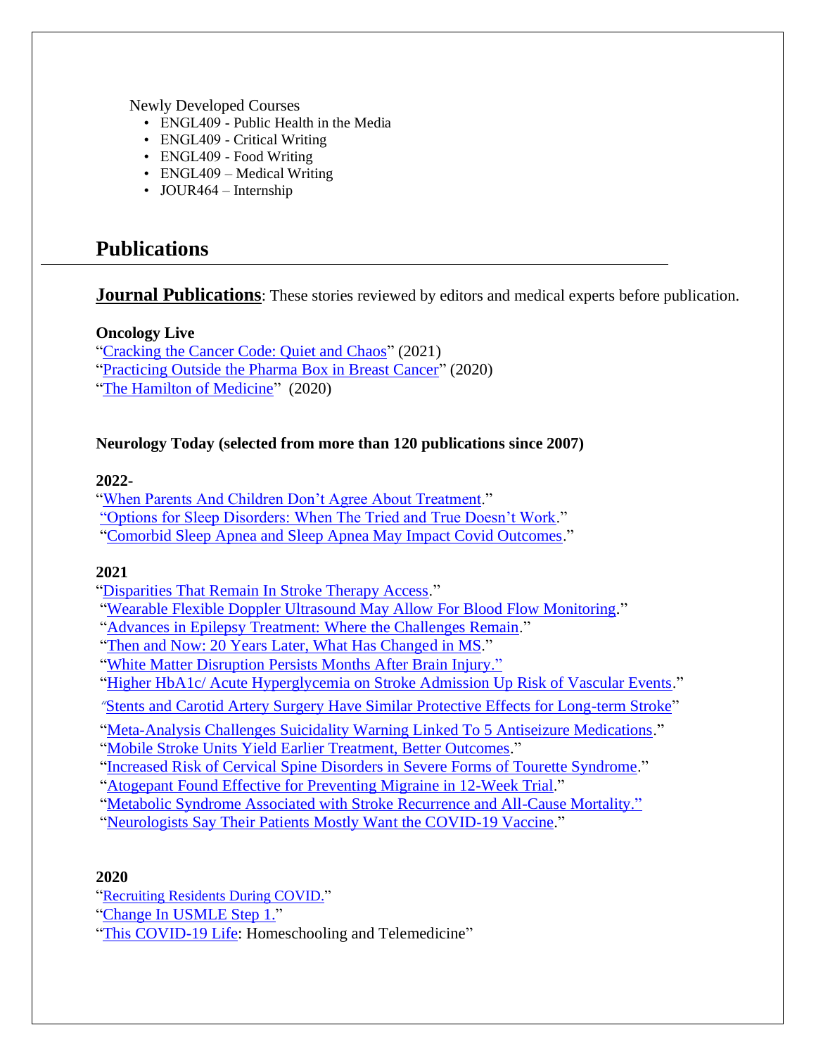Newly Developed Courses

- ENGL409 - Public Health in the Media
- ENGL409 - Critical Writing
- ENGL409 - Food Writing
- ENGL409 – Medical Writing
- JOUR464 – Internship

## Publications

**Journal Publications**: These stories reviewed by editors and medical experts before publication.

**Oncology Live**

"Cracking the Cancer Code: Quiet and Chaos" (2021)
"Practicing Outside the Pharma Box in Breast Cancer" (2020)
"The Hamilton of Medicine" (2020)

**Neurology Today (selected from more than 120 publications since 2007)**

**2022-**

"When Parents And Children Don't Agree About Treatment."
"Options for Sleep Disorders: When The Tried and True Doesn't Work."
"Comorbid Sleep Apnea and Sleep Apnea May Impact Covid Outcomes."

**2021**

"Disparities That Remain In Stroke Therapy Access."
"Wearable Flexible Doppler Ultrasound May Allow For Blood Flow Monitoring."
"Advances in Epilepsy Treatment: Where the Challenges Remain."
"Then and Now: 20 Years Later, What Has Changed in MS."
"White Matter Disruption Persists Months After Brain Injury."
"Higher HbA1c/ Acute Hyperglycemia on Stroke Admission Up Risk of Vascular Events."
"Stents and Carotid Artery Surgery Have Similar Protective Effects for Long-term Stroke"
"Meta-Analysis Challenges Suicidality Warning Linked To 5 Antiseizure Medications."
"Mobile Stroke Units Yield Earlier Treatment, Better Outcomes."
"Increased Risk of Cervical Spine Disorders in Severe Forms of Tourette Syndrome."
"Atogepant Found Effective for Preventing Migraine in 12-Week Trial."
"Metabolic Syndrome Associated with Stroke Recurrence and All-Cause Mortality."
"Neurologists Say Their Patients Mostly Want the COVID-19 Vaccine."

**2020**

"Recruiting Residents During COVID."
"Change In USMLE Step 1."
"This COVID-19 Life: Homeschooling and Telemedicine"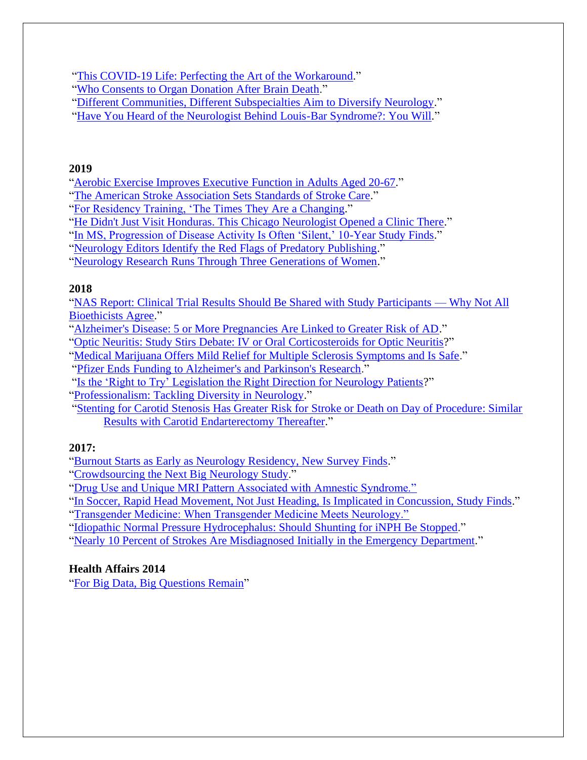"This COVID-19 Life: Perfecting the Art of the Workaround."
"Who Consents to Organ Donation After Brain Death."
"Different Communities, Different Subspecialties Aim to Diversify Neurology."
"Have You Heard of the Neurologist Behind Louis-Bar Syndrome?: You Will."

**2019**

"Aerobic Exercise Improves Executive Function in Adults Aged 20-67."
"The American Stroke Association Sets Standards of Stroke Care."
"For Residency Training, 'The Times They Are a Changing."
"He Didn't Just Visit Honduras. This Chicago Neurologist Opened a Clinic There."
"In MS, Progression of Disease Activity Is Often 'Silent,' 10-Year Study Finds."
"Neurology Editors Identify the Red Flags of Predatory Publishing."
"Neurology Research Runs Through Three Generations of Women."

**2018**

"NAS Report: Clinical Trial Results Should Be Shared with Study Participants — Why Not All Bioethicists Agree."
"Alzheimer's Disease: 5 or More Pregnancies Are Linked to Greater Risk of AD."
"Optic Neuritis: Study Stirs Debate: IV or Oral Corticosteroids for Optic Neuritis?"
"Medical Marijuana Offers Mild Relief for Multiple Sclerosis Symptoms and Is Safe."
"Pfizer Ends Funding to Alzheimer's and Parkinson's Research."
"Is the 'Right to Try' Legislation the Right Direction for Neurology Patients?"
"Professionalism: Tackling Diversity in Neurology."
"Stenting for Carotid Stenosis Has Greater Risk for Stroke or Death on Day of Procedure: Similar Results with Carotid Endarterectomy Thereafter."

**2017:**

"Burnout Starts as Early as Neurology Residency, New Survey Finds."
"Crowdsourcing the Next Big Neurology Study."
"Drug Use and Unique MRI Pattern Associated with Amnestic Syndrome."
"In Soccer, Rapid Head Movement, Not Just Heading, Is Implicated in Concussion, Study Finds."
"Transgender Medicine: When Transgender Medicine Meets Neurology."
"Idiopathic Normal Pressure Hydrocephalus: Should Shunting for iNPH Be Stopped."
"Nearly 10 Percent of Strokes Are Misdiagnosed Initially in the Emergency Department."

**Health Affairs 2014**

"For Big Data, Big Questions Remain"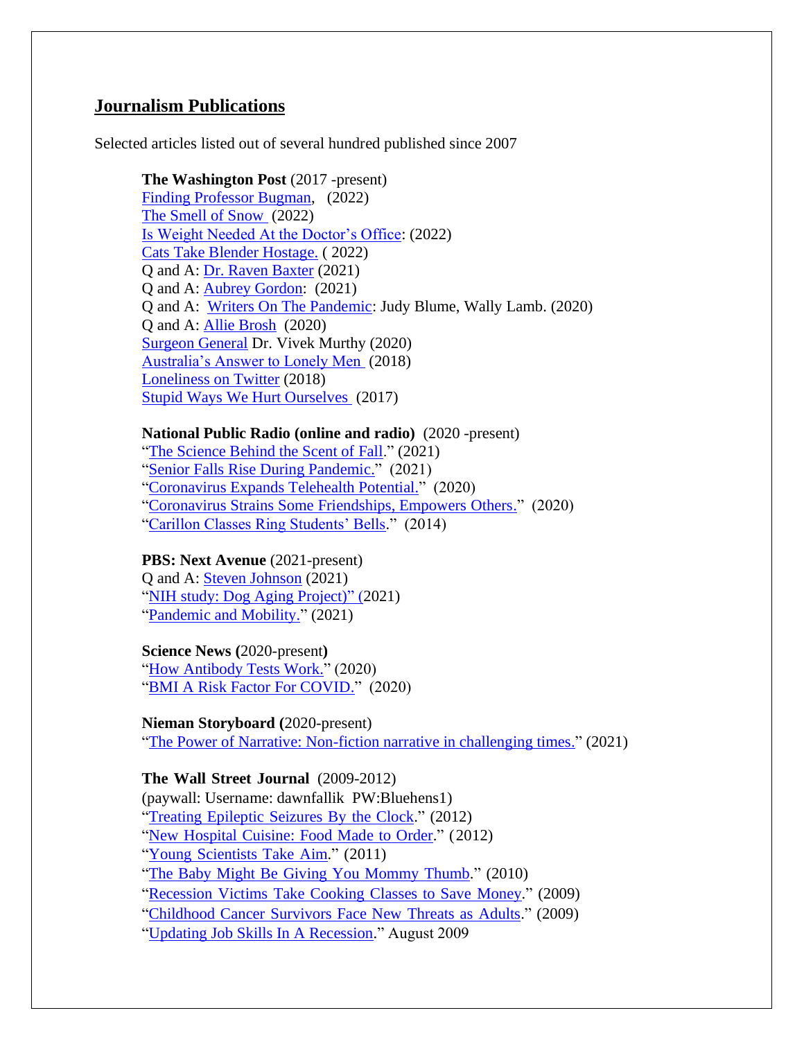## Journalism Publications

Selected articles listed out of several hundred published since 2007

**The Washington Post** (2017 -present)
Finding Professor Bugman, (2022)
The Smell of Snow (2022)
Is Weight Needed At the Doctor's Office: (2022)
Cats Take Blender Hostage. ( 2022)
Q and A: Dr. Raven Baxter (2021)
Q and A: Aubrey Gordon: (2021)
Q and A: Writers On The Pandemic: Judy Blume, Wally Lamb. (2020)
Q and A: Allie Brosh (2020)
Surgeon General Dr. Vivek Murthy (2020)
Australia's Answer to Lonely Men (2018)
Loneliness on Twitter (2018)
Stupid Ways We Hurt Ourselves (2017)

**National Public Radio (online and radio)** (2020 -present)
"The Science Behind the Scent of Fall." (2021)
"Senior Falls Rise During Pandemic." (2021)
"Coronavirus Expands Telehealth Potential." (2020)
"Coronavirus Strains Some Friendships, Empowers Others." (2020)
"Carillon Classes Ring Students' Bells." (2014)

**PBS: Next Avenue** (2021-present)
Q and A: Steven Johnson (2021)
"NIH study: Dog Aging Project)" (2021)
"Pandemic and Mobility." (2021)

**Science News (**2020-present**)**
"How Antibody Tests Work." (2020)
"BMI A Risk Factor For COVID." (2020)

**Nieman Storyboard (**2020-present)
"The Power of Narrative: Non-fiction narrative in challenging times." (2021)

**The Wall Street Journal** (2009-2012)
(paywall: Username: dawnfallik PW:Bluehens1)
"Treating Epileptic Seizures By the Clock." (2012)
"New Hospital Cuisine: Food Made to Order." (2012)
"Young Scientists Take Aim." (2011)
"The Baby Might Be Giving You Mommy Thumb." (2010)
"Recession Victims Take Cooking Classes to Save Money." (2009)
"Childhood Cancer Survivors Face New Threats as Adults." (2009)
"Updating Job Skills In A Recession." August 2009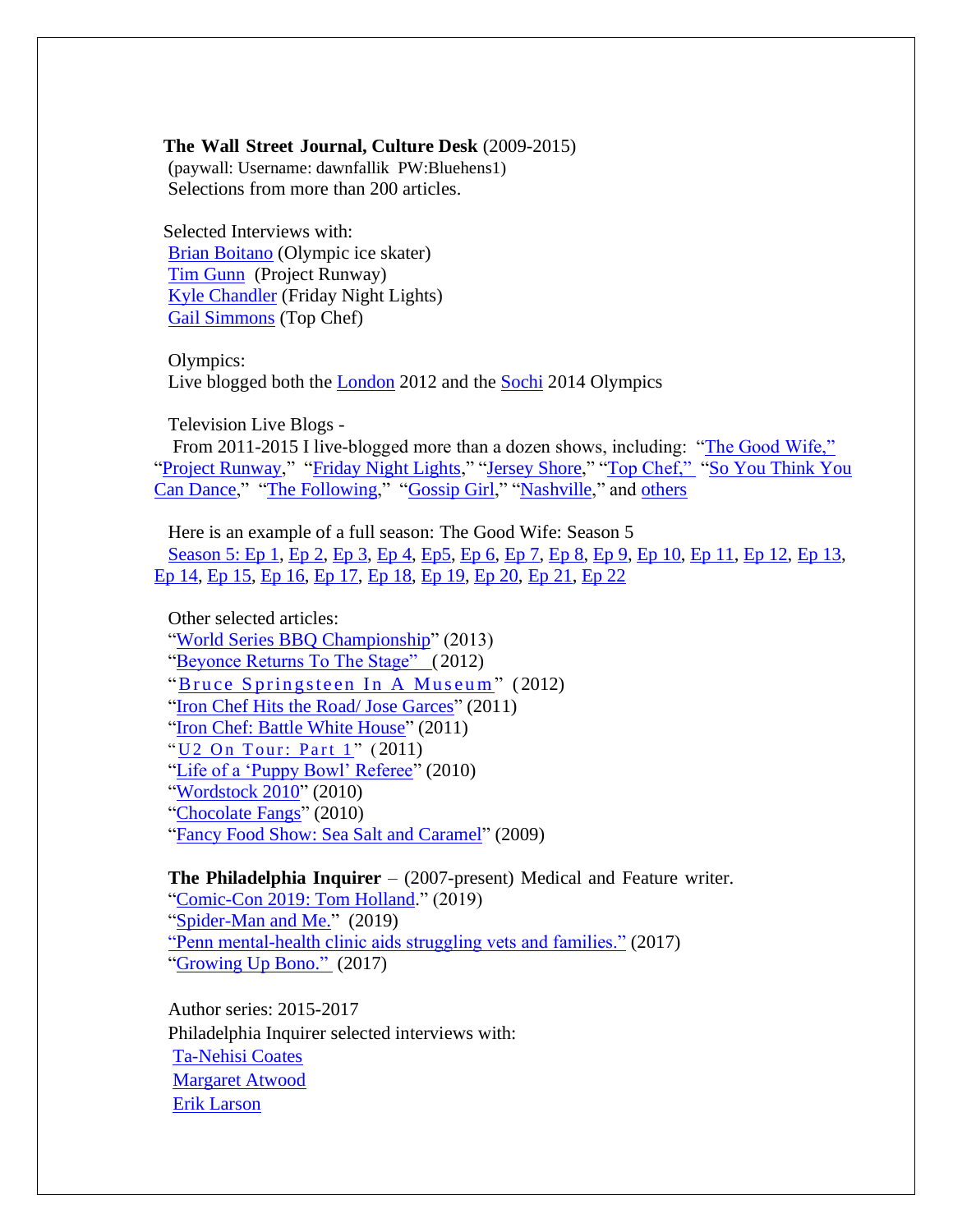**The Wall Street Journal, Culture Desk** (2009-2015)
(paywall: Username: dawnfallik PW:Bluehens1)
Selections from more than 200 articles.

Selected Interviews with:
Brian Boitano (Olympic ice skater)
Tim Gunn (Project Runway)
Kyle Chandler (Friday Night Lights)
Gail Simmons (Top Chef)

Olympics:
Live blogged both the London 2012 and the Sochi 2014 Olympics

Television Live Blogs -
From 2011-2015 I live-blogged more than a dozen shows, including: "The Good Wife," "Project Runway," "Friday Night Lights," "Jersey Shore," "Top Chef," "So You Think You Can Dance," "The Following," "Gossip Girl," "Nashville," and others

Here is an example of a full season: The Good Wife: Season 5
Season 5: Ep 1, Ep 2, Ep 3, Ep 4, Ep5, Ep 6, Ep 7, Ep 8, Ep 9, Ep 10, Ep 11, Ep 12, Ep 13, Ep 14, Ep 15, Ep 16, Ep 17, Ep 18, Ep 19, Ep 20, Ep 21, Ep 22

Other selected articles:
"World Series BBQ Championship" (2013)
"Beyonce Returns To The Stage" (2012)
"Bruce Springsteen In A Museum" (2012)
"Iron Chef Hits the Road/ Jose Garces" (2011)
"Iron Chef: Battle White House" (2011)
"U2 On Tour: Part 1" (2011)
"Life of a 'Puppy Bowl' Referee" (2010)
"Wordstock 2010" (2010)
"Chocolate Fangs" (2010)
"Fancy Food Show: Sea Salt and Caramel" (2009)

**The Philadelphia Inquirer** – (2007-present) Medical and Feature writer.
"Comic-Con 2019: Tom Holland." (2019)
"Spider-Man and Me." (2019)
"Penn mental-health clinic aids struggling vets and families." (2017)
"Growing Up Bono." (2017)

Author series: 2015-2017
Philadelphia Inquirer selected interviews with:
Ta-Nehisi Coates
Margaret Atwood
Erik Larson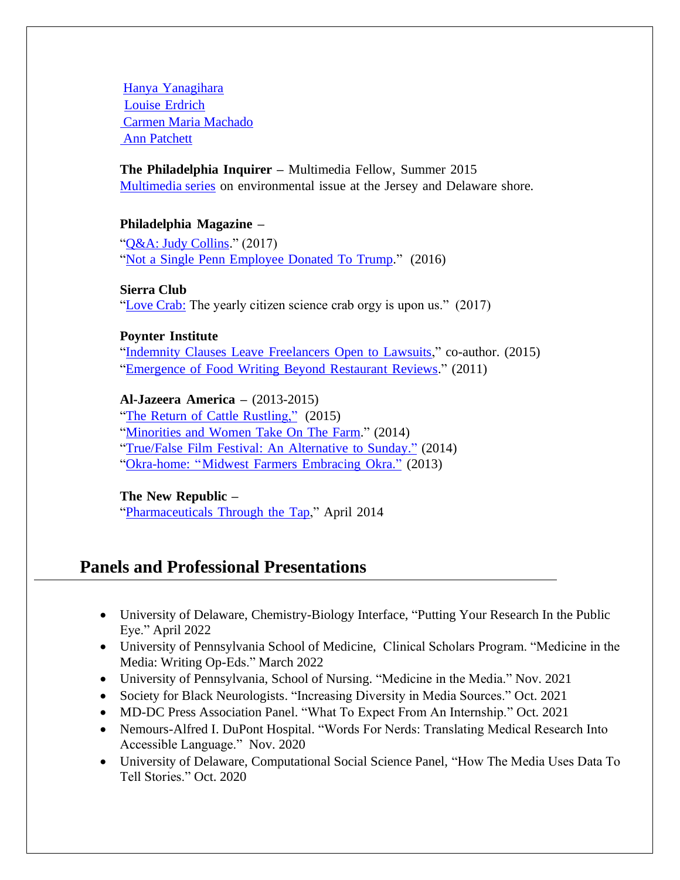Hanya Yanagihara
Louise Erdrich
Carmen Maria Machado
Ann Patchett

**The Philadelphia Inquirer –** Multimedia Fellow, Summer 2015
Multimedia series on environmental issue at the Jersey and Delaware shore.

**Philadelphia Magazine –**
"Q&A: Judy Collins." (2017)
"Not a Single Penn Employee Donated To Trump." (2016)

**Sierra Club**
"Love Crab: The yearly citizen science crab orgy is upon us." (2017)

**Poynter Institute**
"Indemnity Clauses Leave Freelancers Open to Lawsuits," co-author. (2015)
"Emergence of Food Writing Beyond Restaurant Reviews." (2011)

**Al-Jazeera America –** (2013-2015)
"The Return of Cattle Rustling," (2015)
"Minorities and Women Take On The Farm." (2014)
"True/False Film Festival: An Alternative to Sunday." (2014)
"Okra-home: "Midwest Farmers Embracing Okra." (2013)

**The New Republic –**
"Pharmaceuticals Through the Tap," April 2014

## Panels and Professional Presentations

- University of Delaware, Chemistry-Biology Interface, "Putting Your Research In the Public Eye." April 2022
- University of Pennsylvania School of Medicine, Clinical Scholars Program. "Medicine in the Media: Writing Op-Eds." March 2022
- University of Pennsylvania, School of Nursing. "Medicine in the Media." Nov. 2021
- Society for Black Neurologists. "Increasing Diversity in Media Sources." Oct. 2021
- MD-DC Press Association Panel. "What To Expect From An Internship." Oct. 2021
- Nemours-Alfred I. DuPont Hospital. "Words For Nerds: Translating Medical Research Into Accessible Language." Nov. 2020
- University of Delaware, Computational Social Science Panel, "How The Media Uses Data To Tell Stories." Oct. 2020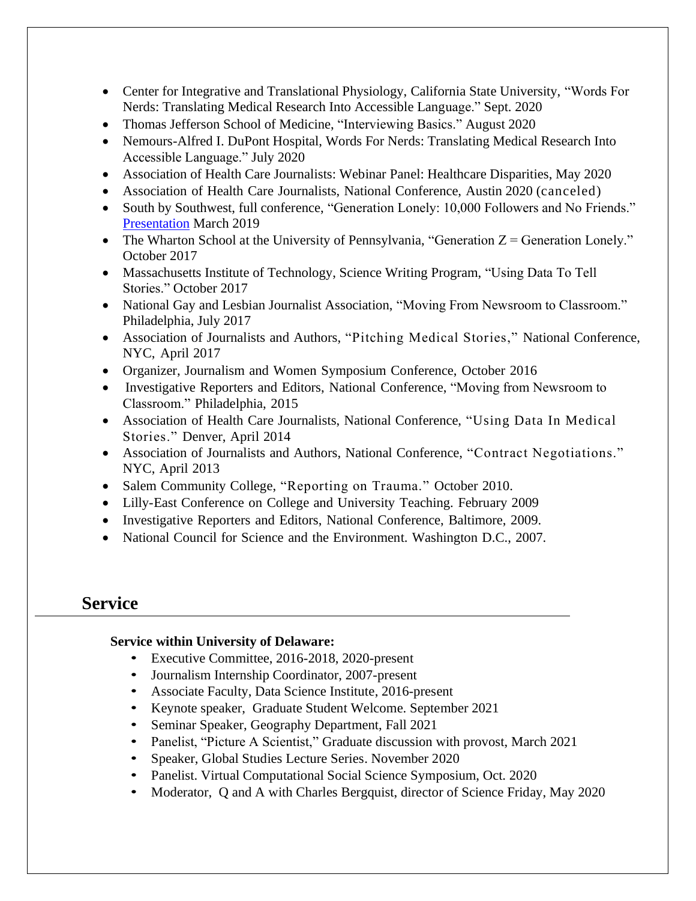- Center for Integrative and Translational Physiology, California State University, "Words For Nerds: Translating Medical Research Into Accessible Language." Sept. 2020
- Thomas Jefferson School of Medicine, "Interviewing Basics." August 2020
- Nemours-Alfred I. DuPont Hospital, Words For Nerds: Translating Medical Research Into Accessible Language." July 2020
- Association of Health Care Journalists: Webinar Panel: Healthcare Disparities, May 2020
- Association of Health Care Journalists, National Conference, Austin 2020 (canceled)
- South by Southwest, full conference, "Generation Lonely: 10,000 Followers and No Friends." Presentation March 2019
- The Wharton School at the University of Pennsylvania, "Generation Z = Generation Lonely." October 2017
- Massachusetts Institute of Technology, Science Writing Program, "Using Data To Tell Stories." October 2017
- National Gay and Lesbian Journalist Association, "Moving From Newsroom to Classroom." Philadelphia, July 2017
- Association of Journalists and Authors, "Pitching Medical Stories," National Conference, NYC, April 2017
- Organizer, Journalism and Women Symposium Conference, October 2016
- Investigative Reporters and Editors, National Conference, "Moving from Newsroom to Classroom." Philadelphia, 2015
- Association of Health Care Journalists, National Conference, "Using Data In Medical Stories." Denver, April 2014
- Association of Journalists and Authors, National Conference, "Contract Negotiations." NYC, April 2013
- Salem Community College, "Reporting on Trauma." October 2010.
- Lilly-East Conference on College and University Teaching. February 2009
- Investigative Reporters and Editors, National Conference, Baltimore, 2009.
- National Council for Science and the Environment. Washington D.C., 2007.

## Service

**Service within University of Delaware:**

- Executive Committee, 2016-2018, 2020-present
- Journalism Internship Coordinator, 2007-present
- Associate Faculty, Data Science Institute, 2016-present
- Keynote speaker, Graduate Student Welcome. September 2021
- Seminar Speaker, Geography Department, Fall 2021
- Panelist, "Picture A Scientist," Graduate discussion with provost, March 2021
- Speaker, Global Studies Lecture Series. November 2020
- Panelist. Virtual Computational Social Science Symposium, Oct. 2020
- Moderator, Q and A with Charles Bergquist, director of Science Friday, May 2020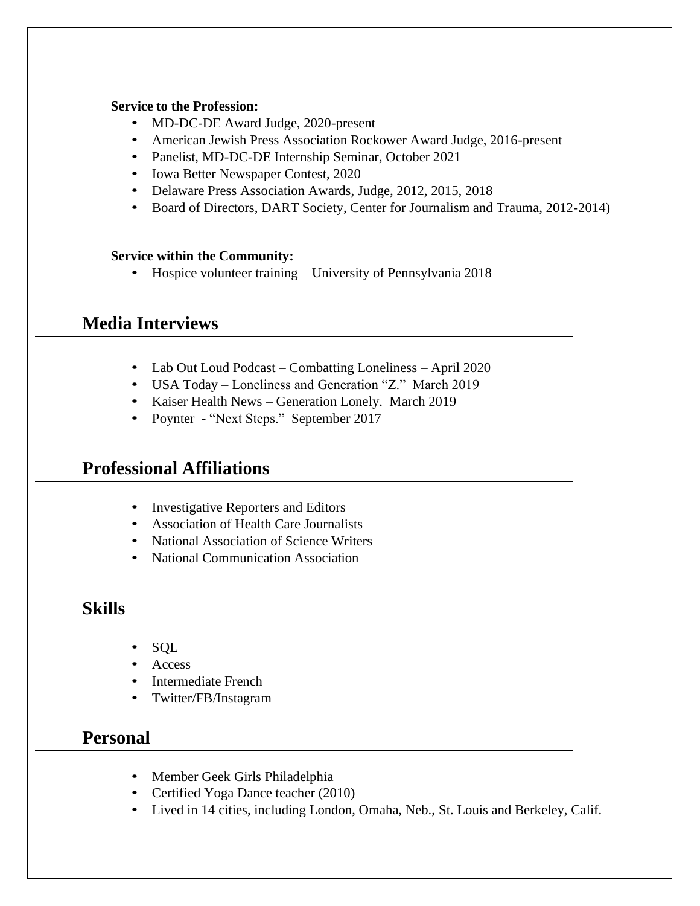**Service to the Profession:**

- MD-DC-DE Award Judge, 2020-present
- American Jewish Press Association Rockower Award Judge, 2016-present
- Panelist, MD-DC-DE Internship Seminar, October 2021
- Iowa Better Newspaper Contest, 2020
- Delaware Press Association Awards, Judge, 2012, 2015, 2018
- Board of Directors, DART Society, Center for Journalism and Trauma, 2012-2014)

**Service within the Community:**

- Hospice volunteer training – University of Pennsylvania 2018

## Media Interviews

- Lab Out Loud Podcast – Combatting Loneliness – April 2020
- USA Today – Loneliness and Generation "Z." March 2019
- Kaiser Health News – Generation Lonely. March 2019
- Poynter - "Next Steps." September 2017

## Professional Affiliations

- Investigative Reporters and Editors
- Association of Health Care Journalists
- National Association of Science Writers
- National Communication Association

## Skills

- SQL
- Access
- Intermediate French
- Twitter/FB/Instagram

## Personal

- Member Geek Girls Philadelphia
- Certified Yoga Dance teacher (2010)
- Lived in 14 cities, including London, Omaha, Neb., St. Louis and Berkeley, Calif.